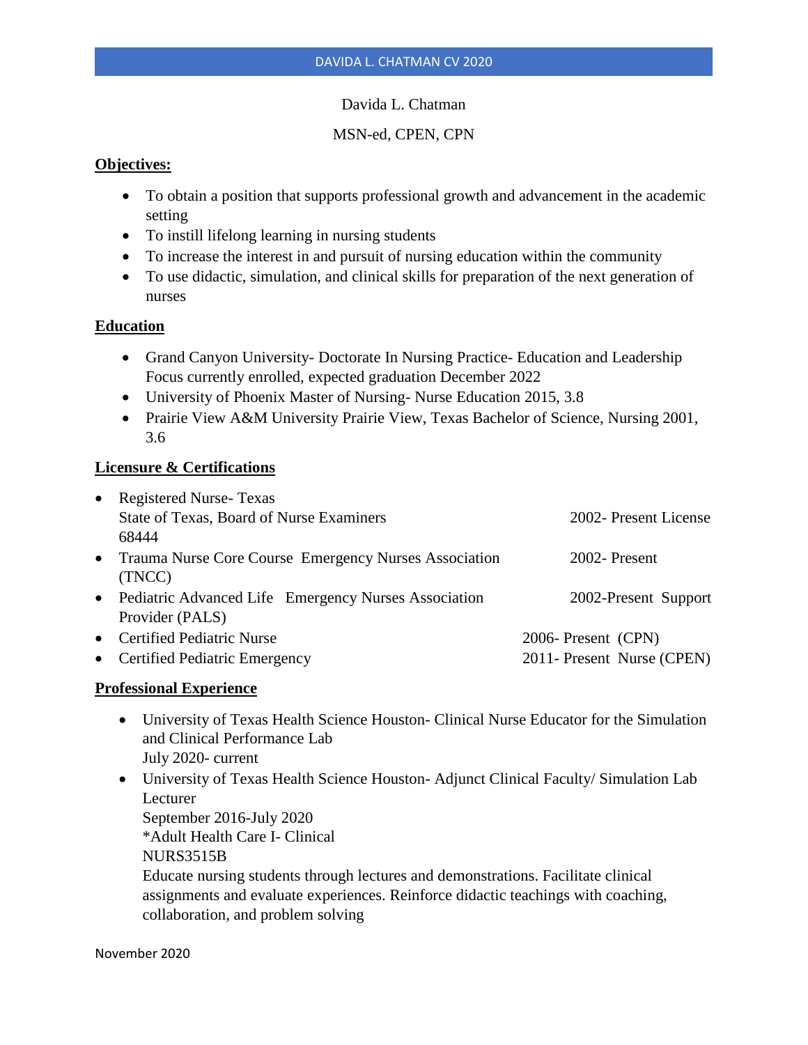Davida L. Chatman

MSN-ed, CPEN, CPN

## Objectives:

- To obtain a position that supports professional growth and advancement in the academic setting
- To instill lifelong learning in nursing students
- To increase the interest in and pursuit of nursing education within the community
- To use didactic, simulation, and clinical skills for preparation of the next generation of nurses

## Education

- Grand Canyon University- Doctorate In Nursing Practice- Education and Leadership Focus currently enrolled, expected graduation December 2022
- University of Phoenix Master of Nursing- Nurse Education 2015, 3.8
- Prairie View A&M University Prairie View, Texas Bachelor of Science, Nursing 2001, 3.6

## Licensure & Certifications

- Registered Nurse- Texas
  State of Texas, Board of Nurse Examiners 68444 — 2002- Present License
- Trauma Nurse Core Course Emergency Nurses Association (TNCC) — 2002- Present
- Pediatric Advanced Life Support Provider (PALS) Emergency Nurses Association — 2002-Present
- Certified Pediatric Nurse (CPN) — 2006- Present
- Certified Pediatric Emergency Nurse (CPEN) — 2011- Present

## Professional Experience

- University of Texas Health Science Houston- Clinical Nurse Educator for the Simulation and Clinical Performance Lab
  July 2020- current
- University of Texas Health Science Houston- Adjunct Clinical Faculty/ Simulation Lab Lecturer
  September 2016-July 2020
  *Adult Health Care I- Clinical
  NURS3515B
  Educate nursing students through lectures and demonstrations. Facilitate clinical assignments and evaluate experiences. Reinforce didactic teachings with coaching, collaboration, and problem solving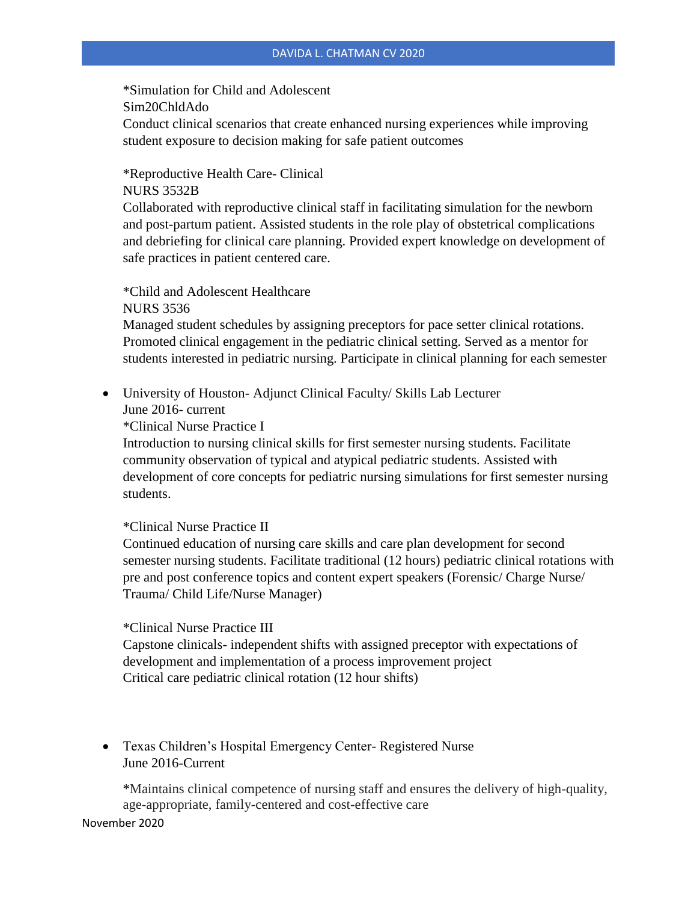*Simulation for Child and Adolescent
Sim20ChldAdo
Conduct clinical scenarios that create enhanced nursing experiences while improving student exposure to decision making for safe patient outcomes

*Reproductive Health Care- Clinical
NURS 3532B
Collaborated with reproductive clinical staff in facilitating simulation for the newborn and post-partum patient. Assisted students in the role play of obstetrical complications and debriefing for clinical care planning. Provided expert knowledge on development of safe practices in patient centered care.

*Child and Adolescent Healthcare
NURS 3536
Managed student schedules by assigning preceptors for pace setter clinical rotations. Promoted clinical engagement in the pediatric clinical setting. Served as a mentor for students interested in pediatric nursing. Participate in clinical planning for each semester

- University of Houston- Adjunct Clinical Faculty/ Skills Lab Lecturer
  June 2016- current
  *Clinical Nurse Practice I
  Introduction to nursing clinical skills for first semester nursing students. Facilitate community observation of typical and atypical pediatric students. Assisted with development of core concepts for pediatric nursing simulations for first semester nursing students.

  *Clinical Nurse Practice II
  Continued education of nursing care skills and care plan development for second semester nursing students. Facilitate traditional (12 hours) pediatric clinical rotations with pre and post conference topics and content expert speakers (Forensic/ Charge Nurse/ Trauma/ Child Life/Nurse Manager)

  *Clinical Nurse Practice III
  Capstone clinicals- independent shifts with assigned preceptor with expectations of development and implementation of a process improvement project
  Critical care pediatric clinical rotation (12 hour shifts)

- Texas Children's Hospital Emergency Center- Registered Nurse
  June 2016-Current

  *Maintains clinical competence of nursing staff and ensures the delivery of high-quality, age-appropriate, family-centered and cost-effective care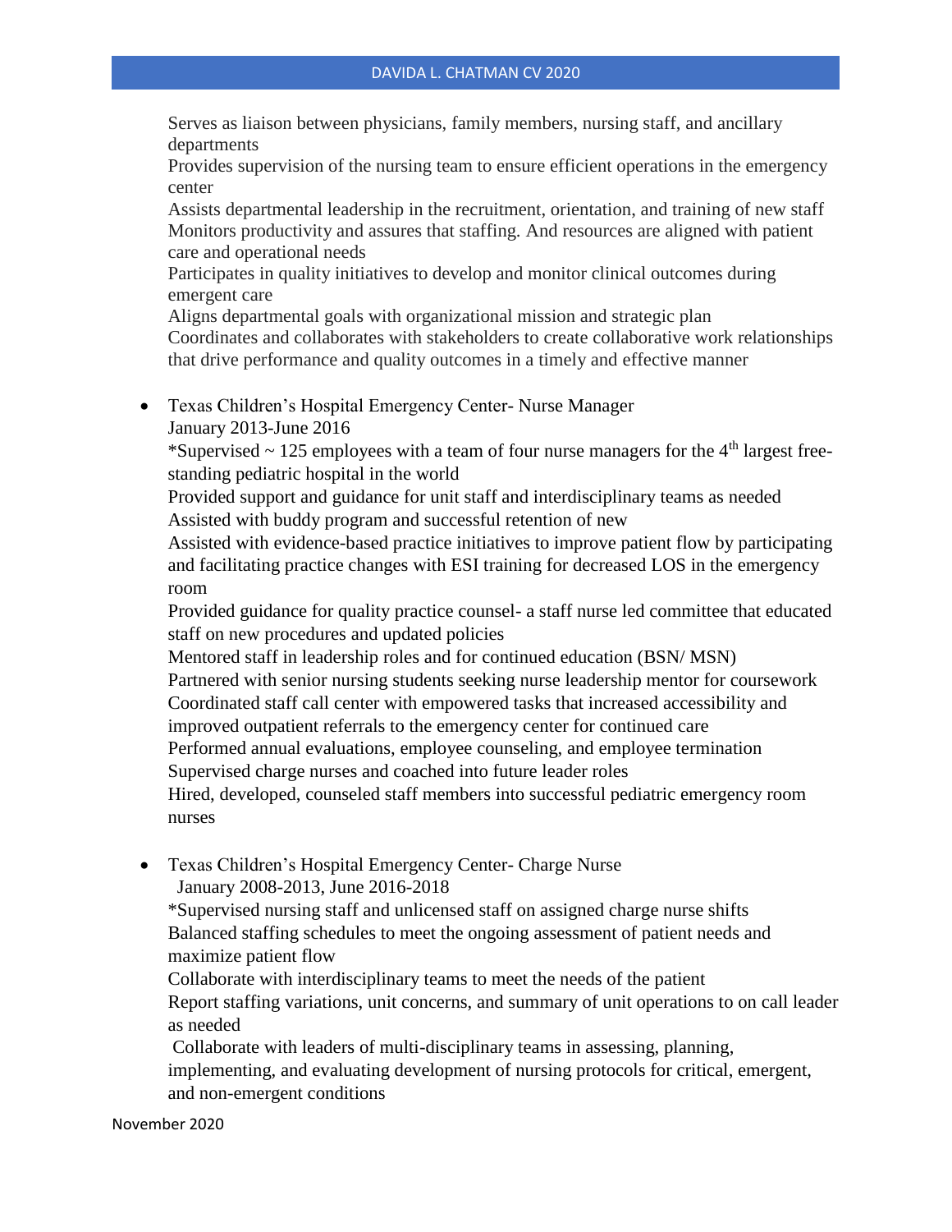Serves as liaison between physicians, family members, nursing staff, and ancillary departments
Provides supervision of the nursing team to ensure efficient operations in the emergency center
Assists departmental leadership in the recruitment, orientation, and training of new staff
Monitors productivity and assures that staffing. And resources are aligned with patient care and operational needs
Participates in quality initiatives to develop and monitor clinical outcomes during emergent care
Aligns departmental goals with organizational mission and strategic plan
Coordinates and collaborates with stakeholders to create collaborative work relationships that drive performance and quality outcomes in a timely and effective manner

- Texas Children's Hospital Emergency Center- Nurse Manager
  January 2013-June 2016
  *Supervised ~ 125 employees with a team of four nurse managers for the 4th largest free-standing pediatric hospital in the world
  Provided support and guidance for unit staff and interdisciplinary teams as needed
  Assisted with buddy program and successful retention of new
  Assisted with evidence-based practice initiatives to improve patient flow by participating and facilitating practice changes with ESI training for decreased LOS in the emergency room
  Provided guidance for quality practice counsel- a staff nurse led committee that educated staff on new procedures and updated policies
  Mentored staff in leadership roles and for continued education (BSN/ MSN)
  Partnered with senior nursing students seeking nurse leadership mentor for coursework
  Coordinated staff call center with empowered tasks that increased accessibility and improved outpatient referrals to the emergency center for continued care
  Performed annual evaluations, employee counseling, and employee termination
  Supervised charge nurses and coached into future leader roles
  Hired, developed, counseled staff members into successful pediatric emergency room nurses

- Texas Children's Hospital Emergency Center- Charge Nurse
  January 2008-2013, June 2016-2018
  *Supervised nursing staff and unlicensed staff on assigned charge nurse shifts
  Balanced staffing schedules to meet the ongoing assessment of patient needs and maximize patient flow
  Collaborate with interdisciplinary teams to meet the needs of the patient
  Report staffing variations, unit concerns, and summary of unit operations to on call leader as needed
  Collaborate with leaders of multi-disciplinary teams in assessing, planning, implementing, and evaluating development of nursing protocols for critical, emergent, and non-emergent conditions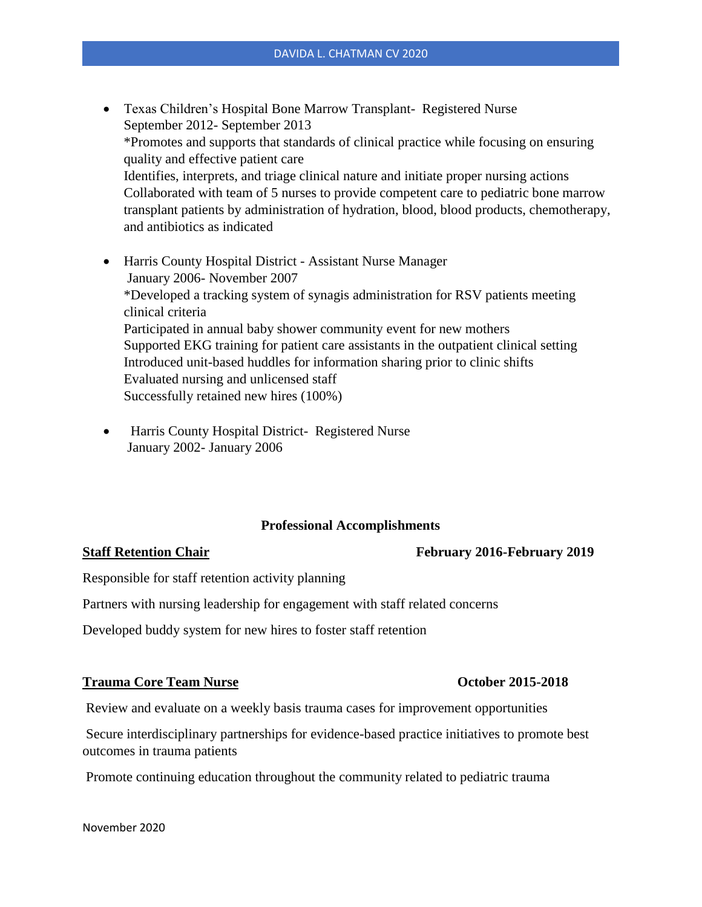- Texas Children's Hospital Bone Marrow Transplant- Registered Nurse
  September 2012- September 2013
  *Promotes and supports that standards of clinical practice while focusing on ensuring quality and effective patient care
  Identifies, interprets, and triage clinical nature and initiate proper nursing actions
  Collaborated with team of 5 nurses to provide competent care to pediatric bone marrow transplant patients by administration of hydration, blood, blood products, chemotherapy, and antibiotics as indicated

- Harris County Hospital District - Assistant Nurse Manager
  January 2006- November 2007
  *Developed a tracking system of synagis administration for RSV patients meeting clinical criteria
  Participated in annual baby shower community event for new mothers
  Supported EKG training for patient care assistants in the outpatient clinical setting
  Introduced unit-based huddles for information sharing prior to clinic shifts
  Evaluated nursing and unlicensed staff
  Successfully retained new hires (100%)

- Harris County Hospital District- Registered Nurse
  January 2002- January 2006

## Professional Accomplishments

**Staff Retention Chair** — **February 2016-February 2019**

Responsible for staff retention activity planning

Partners with nursing leadership for engagement with staff related concerns

Developed buddy system for new hires to foster staff retention

**Trauma Core Team Nurse** — **October 2015-2018**

Review and evaluate on a weekly basis trauma cases for improvement opportunities

Secure interdisciplinary partnerships for evidence-based practice initiatives to promote best outcomes in trauma patients

Promote continuing education throughout the community related to pediatric trauma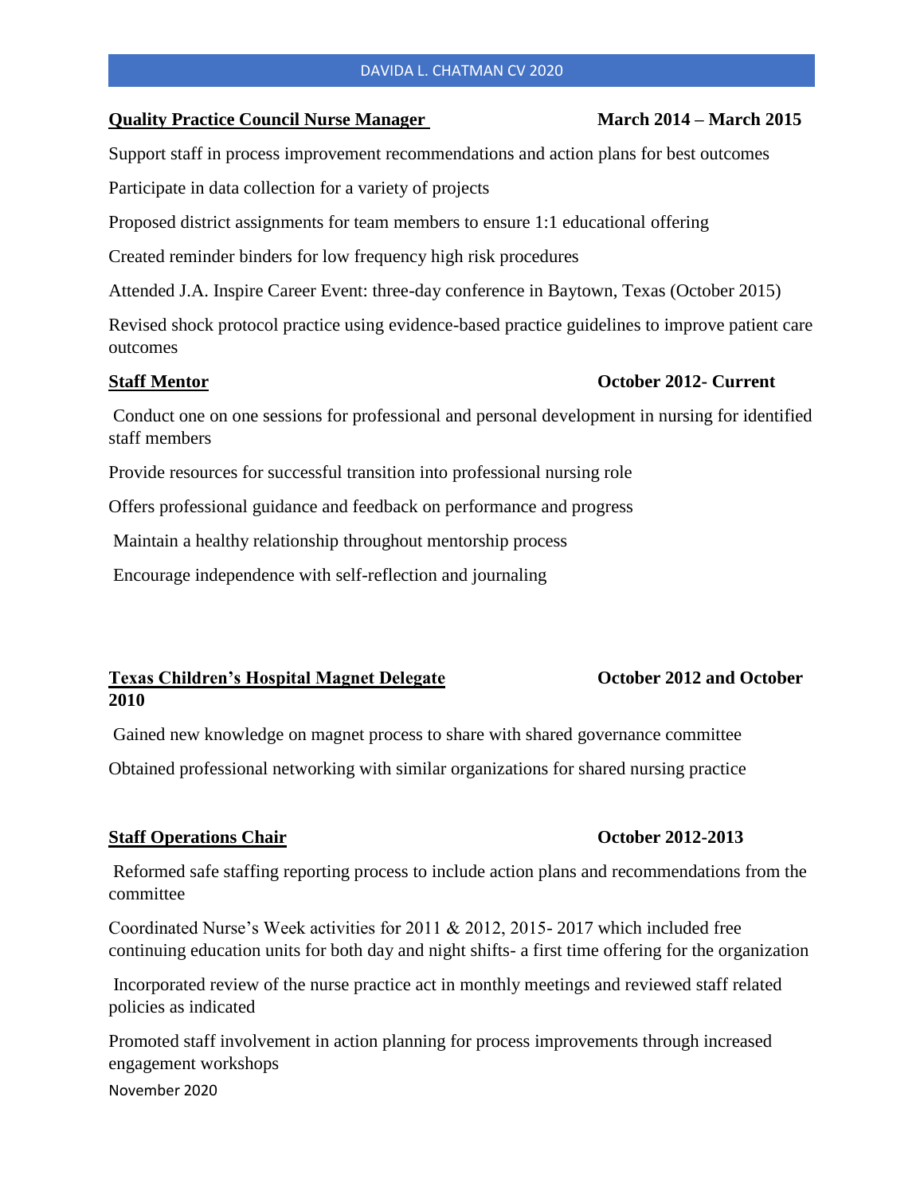**Quality Practice Council Nurse Manager** **March 2014 – March 2015**

Support staff in process improvement recommendations and action plans for best outcomes

Participate in data collection for a variety of projects

Proposed district assignments for team members to ensure 1:1 educational offering

Created reminder binders for low frequency high risk procedures

Attended J.A. Inspire Career Event: three-day conference in Baytown, Texas (October 2015)

Revised shock protocol practice using evidence-based practice guidelines to improve patient care outcomes

**Staff Mentor** **October 2012- Current**

Conduct one on one sessions for professional and personal development in nursing for identified staff members

Provide resources for successful transition into professional nursing role

Offers professional guidance and feedback on performance and progress

Maintain a healthy relationship throughout mentorship process

Encourage independence with self-reflection and journaling

**Texas Children's Hospital Magnet Delegate** **October 2012 and October 2010**

Gained new knowledge on magnet process to share with shared governance committee

Obtained professional networking with similar organizations for shared nursing practice

**Staff Operations Chair** **October 2012-2013**

Reformed safe staffing reporting process to include action plans and recommendations from the committee

Coordinated Nurse's Week activities for 2011 & 2012, 2015- 2017 which included free continuing education units for both day and night shifts- a first time offering for the organization

Incorporated review of the nurse practice act in monthly meetings and reviewed staff related policies as indicated

Promoted staff involvement in action planning for process improvements through increased engagement workshops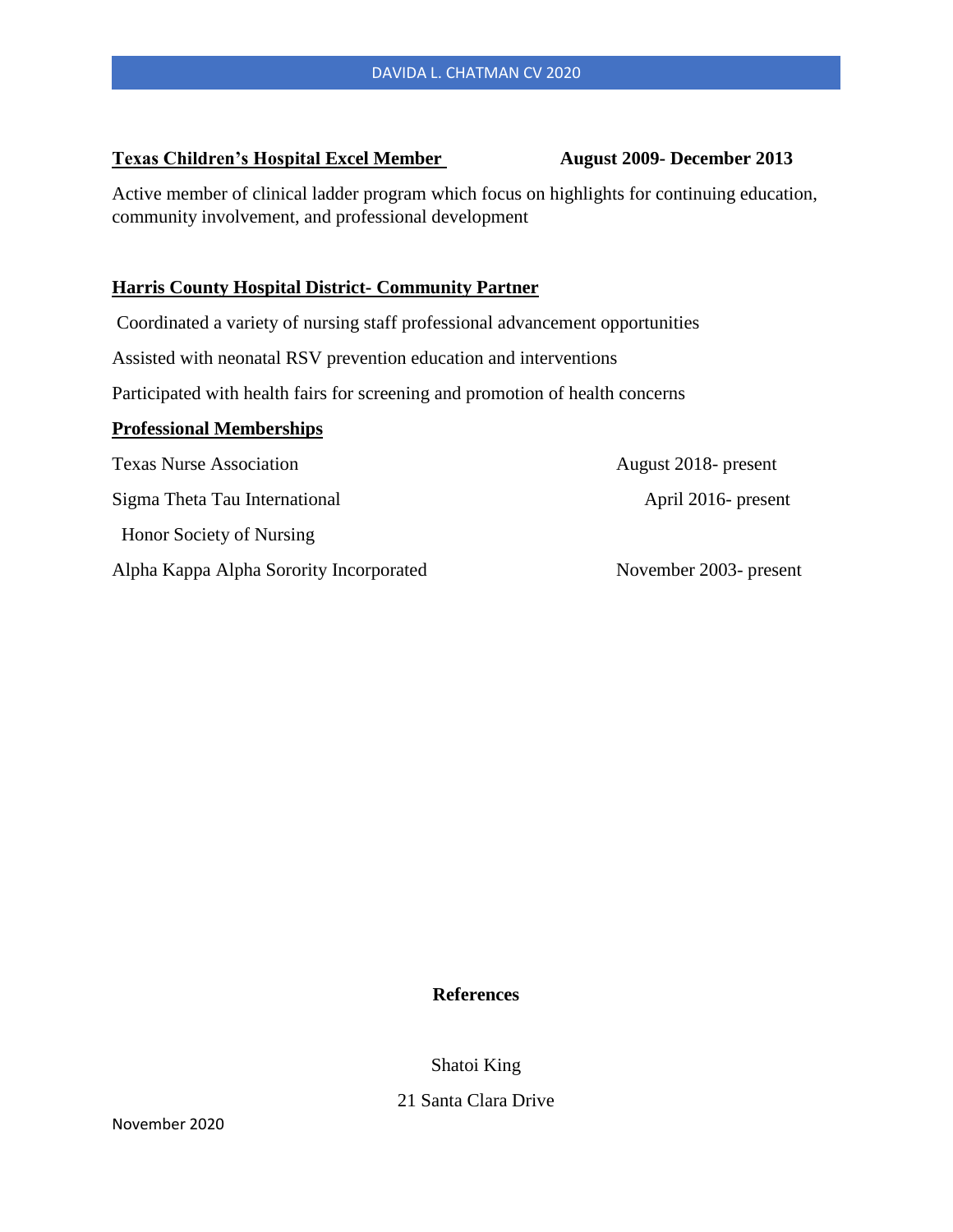**Texas Children's Hospital Excel Member** **August 2009- December 2013**

Active member of clinical ladder program which focus on highlights for continuing education, community involvement, and professional development

**Harris County Hospital District- Community Partner**

Coordinated a variety of nursing staff professional advancement opportunities

Assisted with neonatal RSV prevention education and interventions

Participated with health fairs for screening and promotion of health concerns

## Professional Memberships

| | |
|---|---|
| Texas Nurse Association | August 2018- present |
| Sigma Theta Tau International Honor Society of Nursing | April 2016- present |
| Alpha Kappa Alpha Sorority Incorporated | November 2003- present |

## References

Shatoi King

21 Santa Clara Drive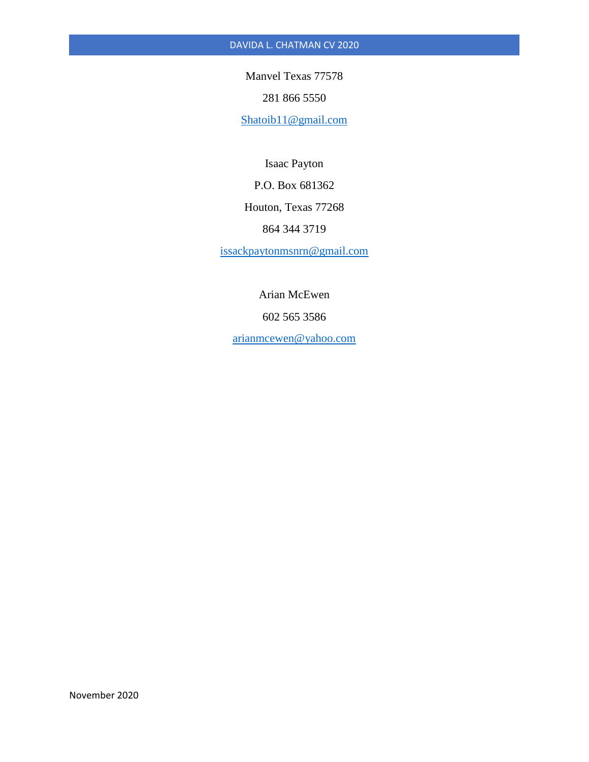Manvel Texas 77578

281 866 5550

Shatoib11@gmail.com

Isaac Payton

P.O. Box 681362

Houton, Texas 77268

864 344 3719

issackpaytonmsnrn@gmail.com

Arian McEwen

602 565 3586

arianmcewen@yahoo.com